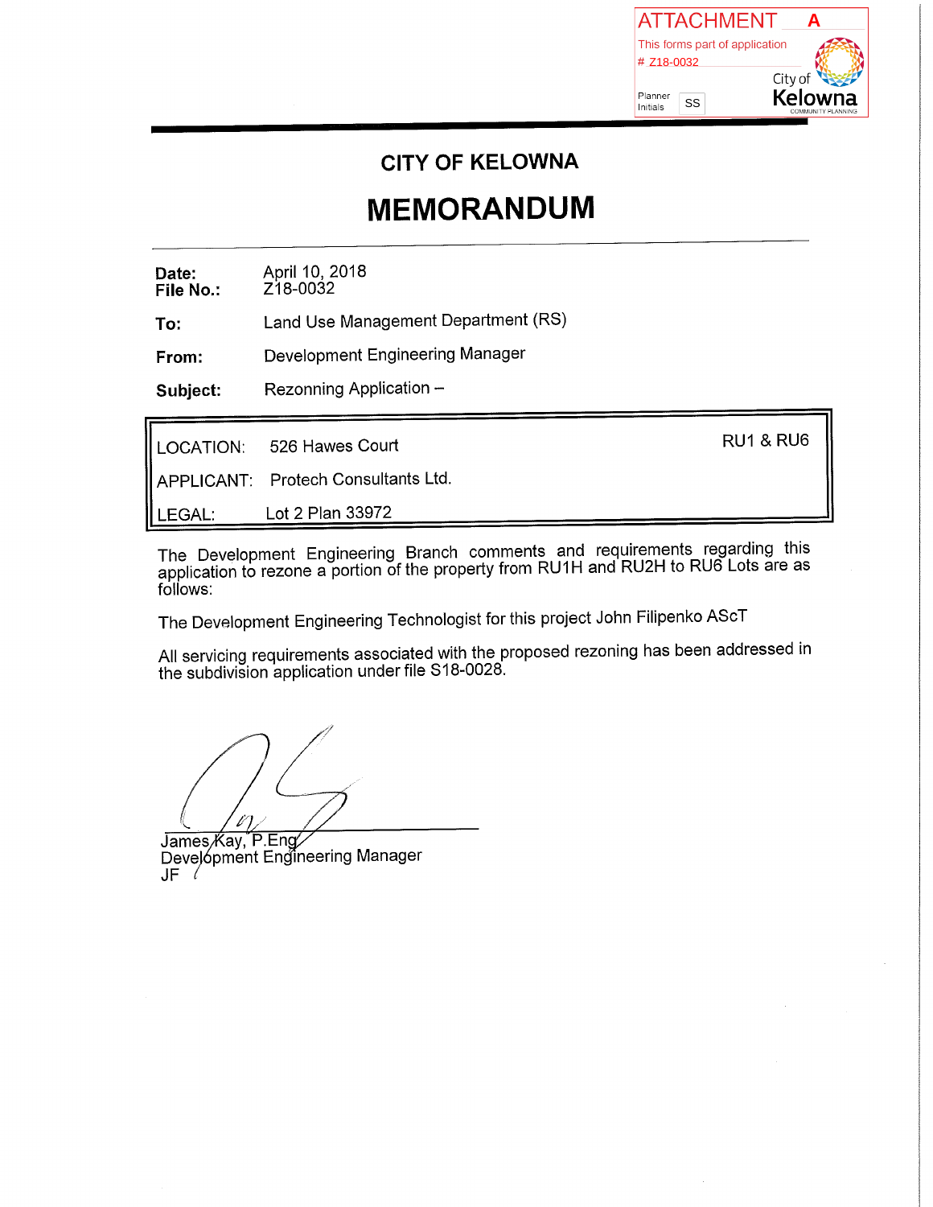ATTACHMENT A

This forms part of application
# Z18-0032

City of Kelowna
COMMUNITY PLANNING

Planner Initials SS

## CITY OF KELOWNA

# MEMORANDUM

**Date:** April 10, 2018
**File No.:** Z18-0032

**To:** Land Use Management Department (RS)

**From:** Development Engineering Manager

**Subject:** Rezonning Application –

| | | |
|---|---|---|
| LOCATION: | 526 Hawes Court | RU1 & RU6 |
| APPLICANT: | Protech Consultants Ltd. | |
| LEGAL: | Lot 2 Plan 33972 | |

The Development Engineering Branch comments and requirements regarding this application to rezone a portion of the property from RU1H and RU2H to RU6 Lots are as follows:

The Development Engineering Technologist for this project John Filipenko AScT

All servicing requirements associated with the proposed rezoning has been addressed in the subdivision application under file S18-0028.

James Kay, P.Eng
Development Engineering Manager
JF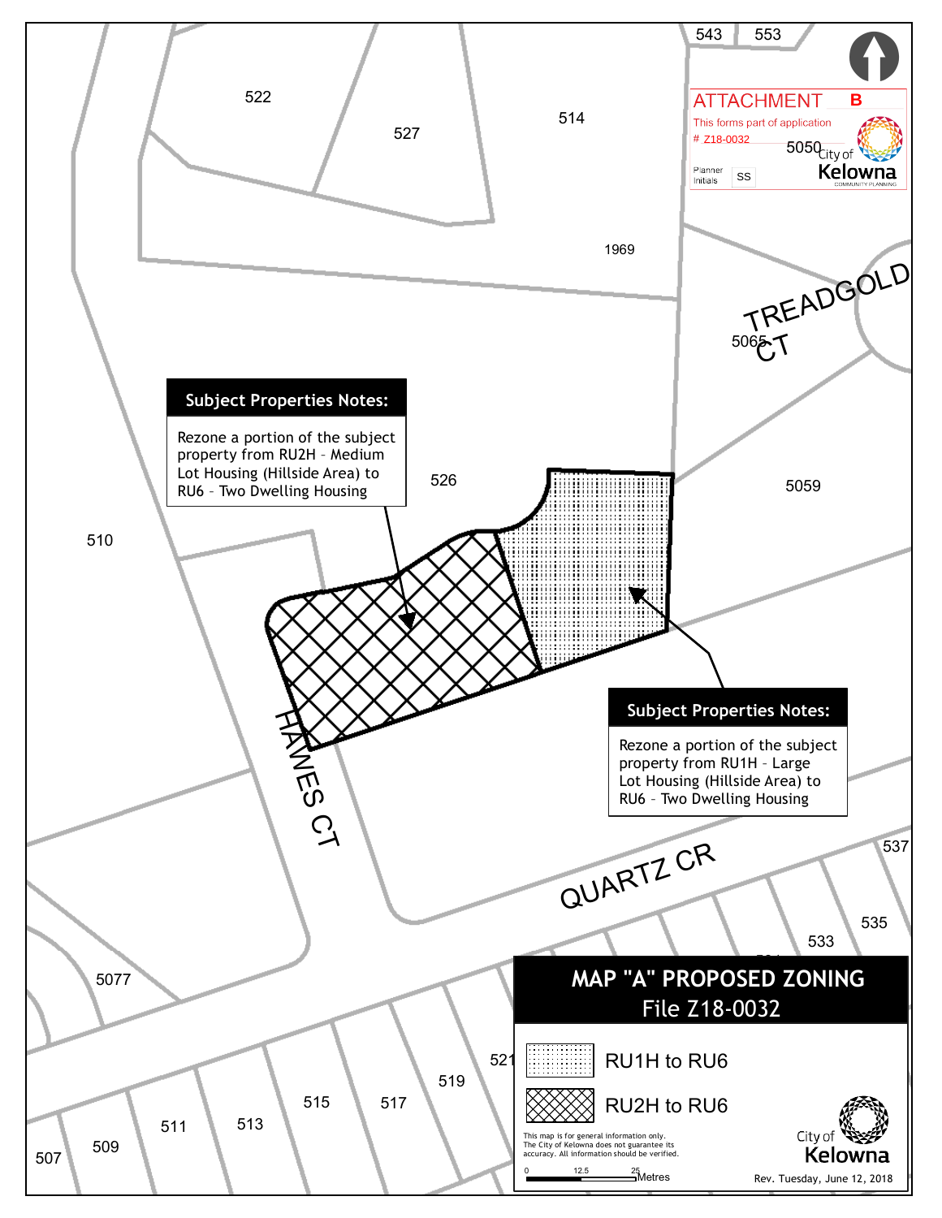ATTACHMENT B

This forms part of application

# Z18-0032

City of Kelowna

COMMUNITY PLANNING

Planner Initials SS

**Subject Properties Notes:**

Rezone a portion of the subject property from RU2H – Medium Lot Housing (Hillside Area) to RU6 – Two Dwelling Housing

**Subject Properties Notes:**

Rezone a portion of the subject property from RU1H – Large Lot Housing (Hillside Area) to RU6 – Two Dwelling Housing

543
553
522
527
514
5050
1969
TREADGOLD CT
5065
526
5059
510
HAWES CT
QUARTZ CR
537
535
533
5077
521
519
517
515
513
511
509
507

## MAP "A" PROPOSED ZONING

File Z18-0032

RU1H to RU6

RU2H to RU6

This map is for general information only. The City of Kelowna does not guarantee its accuracy. All information should be verified.

0 12.5 25 Metres

City of Kelowna

Rev. Tuesday, June 12, 2018